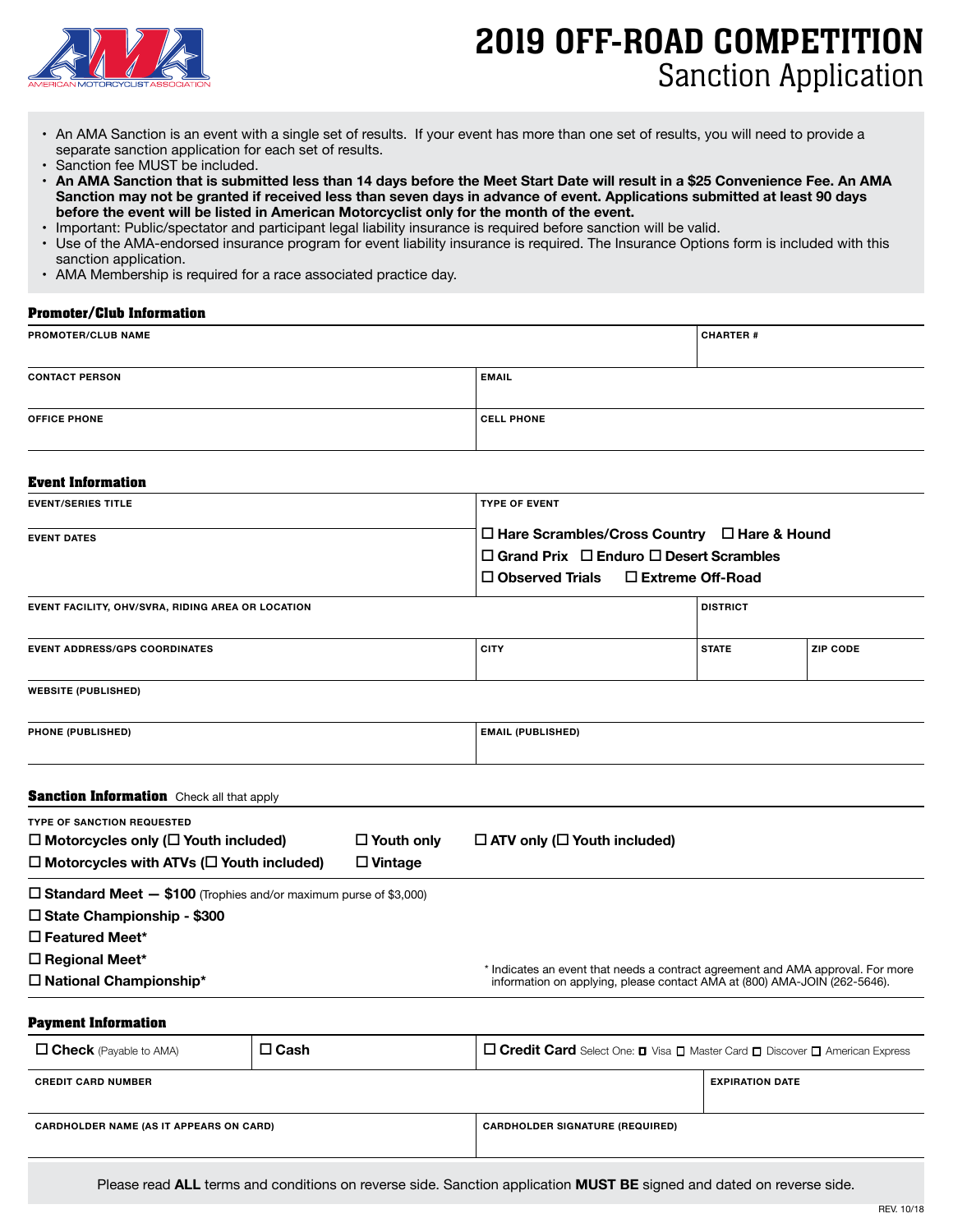# 2019 OFF-ROAD COMPETITION
## Sanction Application

- An AMA Sanction is an event with a single set of results. If your event has more than one set of results, you will need to provide a separate sanction application for each set of results.
- Sanction fee MUST be included.
- **An AMA Sanction that is submitted less than 14 days before the Meet Start Date will result in a $25 Convenience Fee. An AMA Sanction may not be granted if received less than seven days in advance of event. Applications submitted at least 90 days before the event will be listed in American Motorcyclist only for the month of the event.**
- Important: Public/spectator and participant legal liability insurance is required before sanction will be valid.
- Use of the AMA-endorsed insurance program for event liability insurance is required. The Insurance Options form is included with this sanction application.
- AMA Membership is required for a race associated practice day.

### Promoter/Club Information

| PROMOTER/CLUB NAME | | CHARTER # |
|---|---|---|
| CONTACT PERSON | EMAIL | |
| OFFICE PHONE | CELL PHONE | |

### Event Information

| EVENT/SERIES TITLE | TYPE OF EVENT | | |
|---|---|---|---|
| EVENT DATES | ☐ Hare Scrambles/Cross Country ☐ Hare & Hound<br>☐ Grand Prix ☐ Enduro ☐ Desert Scrambles<br>☐ Observed Trials ☐ Extreme Off-Road | | |
| EVENT FACILITY, OHV/SVRA, RIDING AREA OR LOCATION | | DISTRICT | |
| EVENT ADDRESS/GPS COORDINATES | CITY | STATE | ZIP CODE |
| WEBSITE (PUBLISHED) | | | |
| PHONE (PUBLISHED) | EMAIL (PUBLISHED) | | |

### Sanction Information Check all that apply

**TYPE OF SANCTION REQUESTED**

- ☐ **Motorcycles only (☐ Youth included)**
- ☐ **Youth only**
- ☐ **ATV only (☐ Youth included)**
- ☐ **Motorcycles with ATVs (☐ Youth included)**
- ☐ **Vintage**

- ☐ **Standard Meet — $100** (Trophies and/or maximum purse of $3,000)
- ☐ **State Championship - $300**
- ☐ **Featured Meet***
- ☐ **Regional Meet***
- ☐ **National Championship***

\* Indicates an event that needs a contract agreement and AMA approval. For more information on applying, please contact AMA at (800) AMA-JOIN (262-5646).

### Payment Information

| ☐ **Check** (Payable to AMA) | ☐ **Cash** | ☐ **Credit Card** Select One: ☐ Visa ☐ Master Card ☐ Discover ☐ American Express |
|---|---|---|
| CREDIT CARD NUMBER | | EXPIRATION DATE |
| CARDHOLDER NAME (AS IT APPEARS ON CARD) | | CARDHOLDER SIGNATURE (REQUIRED) |

Please read **ALL** terms and conditions on reverse side. Sanction application **MUST BE** signed and dated on reverse side.

REV. 10/18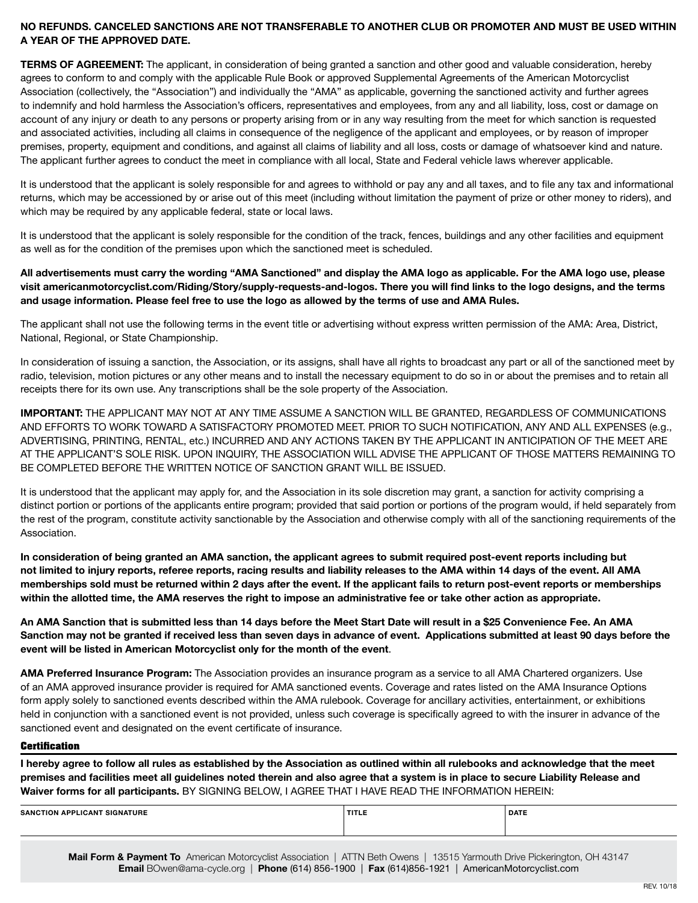**NO REFUNDS. CANCELED SANCTIONS ARE NOT TRANSFERABLE TO ANOTHER CLUB OR PROMOTER AND MUST BE USED WITHIN A YEAR OF THE APPROVED DATE.**

**TERMS OF AGREEMENT:** The applicant, in consideration of being granted a sanction and other good and valuable consideration, hereby agrees to conform to and comply with the applicable Rule Book or approved Supplemental Agreements of the American Motorcyclist Association (collectively, the "Association") and individually the "AMA" as applicable, governing the sanctioned activity and further agrees to indemnify and hold harmless the Association's officers, representatives and employees, from any and all liability, loss, cost or damage on account of any injury or death to any persons or property arising from or in any way resulting from the meet for which sanction is requested and associated activities, including all claims in consequence of the negligence of the applicant and employees, or by reason of improper premises, property, equipment and conditions, and against all claims of liability and all loss, costs or damage of whatsoever kind and nature. The applicant further agrees to conduct the meet in compliance with all local, State and Federal vehicle laws wherever applicable.

It is understood that the applicant is solely responsible for and agrees to withhold or pay any and all taxes, and to file any tax and informational returns, which may be accessioned by or arise out of this meet (including without limitation the payment of prize or other money to riders), and which may be required by any applicable federal, state or local laws.

It is understood that the applicant is solely responsible for the condition of the track, fences, buildings and any other facilities and equipment as well as for the condition of the premises upon which the sanctioned meet is scheduled.

**All advertisements must carry the wording "AMA Sanctioned" and display the AMA logo as applicable. For the AMA logo use, please visit americanmotorcyclist.com/Riding/Story/supply-requests-and-logos. There you will find links to the logo designs, and the terms and usage information. Please feel free to use the logo as allowed by the terms of use and AMA Rules.**

The applicant shall not use the following terms in the event title or advertising without express written permission of the AMA: Area, District, National, Regional, or State Championship.

In consideration of issuing a sanction, the Association, or its assigns, shall have all rights to broadcast any part or all of the sanctioned meet by radio, television, motion pictures or any other means and to install the necessary equipment to do so in or about the premises and to retain all receipts there for its own use. Any transcriptions shall be the sole property of the Association.

**IMPORTANT:** THE APPLICANT MAY NOT AT ANY TIME ASSUME A SANCTION WILL BE GRANTED, REGARDLESS OF COMMUNICATIONS AND EFFORTS TO WORK TOWARD A SATISFACTORY PROMOTED MEET. PRIOR TO SUCH NOTIFICATION, ANY AND ALL EXPENSES (e.g., ADVERTISING, PRINTING, RENTAL, etc.) INCURRED AND ANY ACTIONS TAKEN BY THE APPLICANT IN ANTICIPATION OF THE MEET ARE AT THE APPLICANT'S SOLE RISK. UPON INQUIRY, THE ASSOCIATION WILL ADVISE THE APPLICANT OF THOSE MATTERS REMAINING TO BE COMPLETED BEFORE THE WRITTEN NOTICE OF SANCTION GRANT WILL BE ISSUED.

It is understood that the applicant may apply for, and the Association in its sole discretion may grant, a sanction for activity comprising a distinct portion or portions of the applicants entire program; provided that said portion or portions of the program would, if held separately from the rest of the program, constitute activity sanctionable by the Association and otherwise comply with all of the sanctioning requirements of the Association.

**In consideration of being granted an AMA sanction, the applicant agrees to submit required post-event reports including but not limited to injury reports, referee reports, racing results and liability releases to the AMA within 14 days of the event. All AMA memberships sold must be returned within 2 days after the event. If the applicant fails to return post-event reports or memberships within the allotted time, the AMA reserves the right to impose an administrative fee or take other action as appropriate.**

**An AMA Sanction that is submitted less than 14 days before the Meet Start Date will result in a $25 Convenience Fee. An AMA Sanction may not be granted if received less than seven days in advance of event. Applications submitted at least 90 days before the event will be listed in American Motorcyclist only for the month of the event**.

**AMA Preferred Insurance Program:** The Association provides an insurance program as a service to all AMA Chartered organizers. Use of an AMA approved insurance provider is required for AMA sanctioned events. Coverage and rates listed on the AMA Insurance Options form apply solely to sanctioned events described within the AMA rulebook. Coverage for ancillary activities, entertainment, or exhibitions held in conjunction with a sanctioned event is not provided, unless such coverage is specifically agreed to with the insurer in advance of the sanctioned event and designated on the event certificate of insurance.

## Certification

**I hereby agree to follow all rules as established by the Association as outlined within all rulebooks and acknowledge that the meet premises and facilities meet all guidelines noted therein and also agree that a system is in place to secure Liability Release and Waiver forms for all participants.** BY SIGNING BELOW, I AGREE THAT I HAVE READ THE INFORMATION HEREIN:

| SANCTION APPLICANT SIGNATURE | TITLE | DATE |
| --- | --- | --- |
| | | |

**Mail Form & Payment To** American Motorcyclist Association | ATTN Beth Owens | 13515 Yarmouth Drive Pickerington, OH 43147
**Email** BOwen@ama-cycle.org | **Phone** (614) 856-1900 | **Fax** (614)856-1921 | AmericanMotorcyclist.com

REV. 10/18